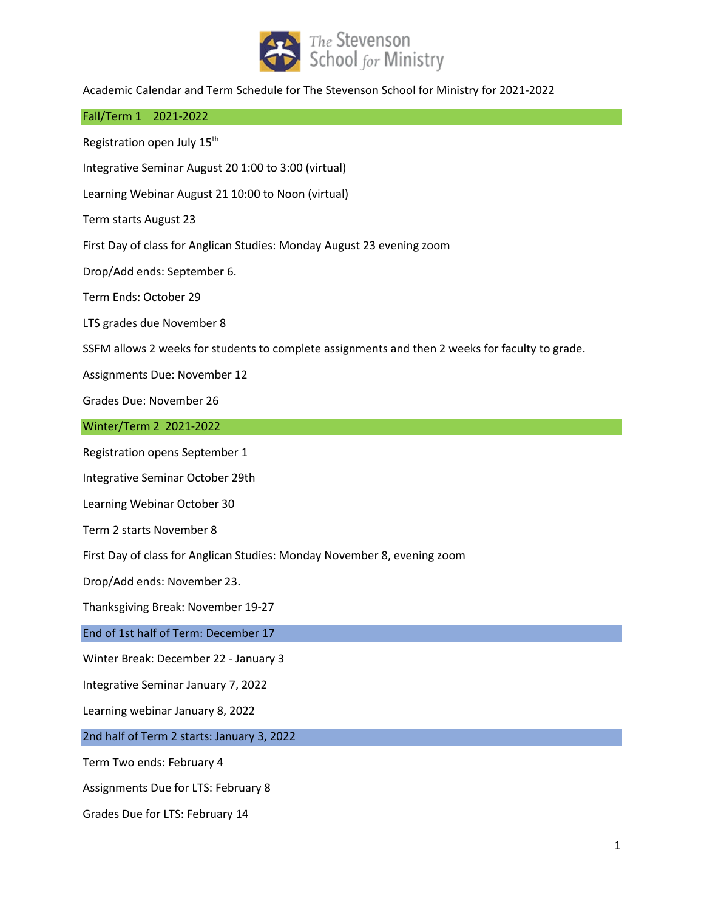The Stevenson School for Ministry

Academic Calendar and Term Schedule for The Stevenson School for Ministry for 2021-2022

## Fall/Term 1 2021-2022

Registration open July 15th

Integrative Seminar August 20 1:00 to 3:00 (virtual)

Learning Webinar August 21 10:00 to Noon (virtual)

Term starts August 23

First Day of class for Anglican Studies: Monday August 23 evening zoom

Drop/Add ends: September 6.

Term Ends: October 29

LTS grades due November 8

SSFM allows 2 weeks for students to complete assignments and then 2 weeks for faculty to grade.

Assignments Due: November 12

Grades Due: November 26

## Winter/Term 2 2021-2022

Registration opens September 1

Integrative Seminar October 29th

Learning Webinar October 30

Term 2 starts November 8

First Day of class for Anglican Studies: Monday November 8, evening zoom

Drop/Add ends: November 23.

Thanksgiving Break: November 19-27

### End of 1st half of Term: December 17

Winter Break: December 22 - January 3

Integrative Seminar January 7, 2022

Learning webinar January 8, 2022

### 2nd half of Term 2 starts: January 3, 2022

Term Two ends: February 4

Assignments Due for LTS: February 8

Grades Due for LTS: February 14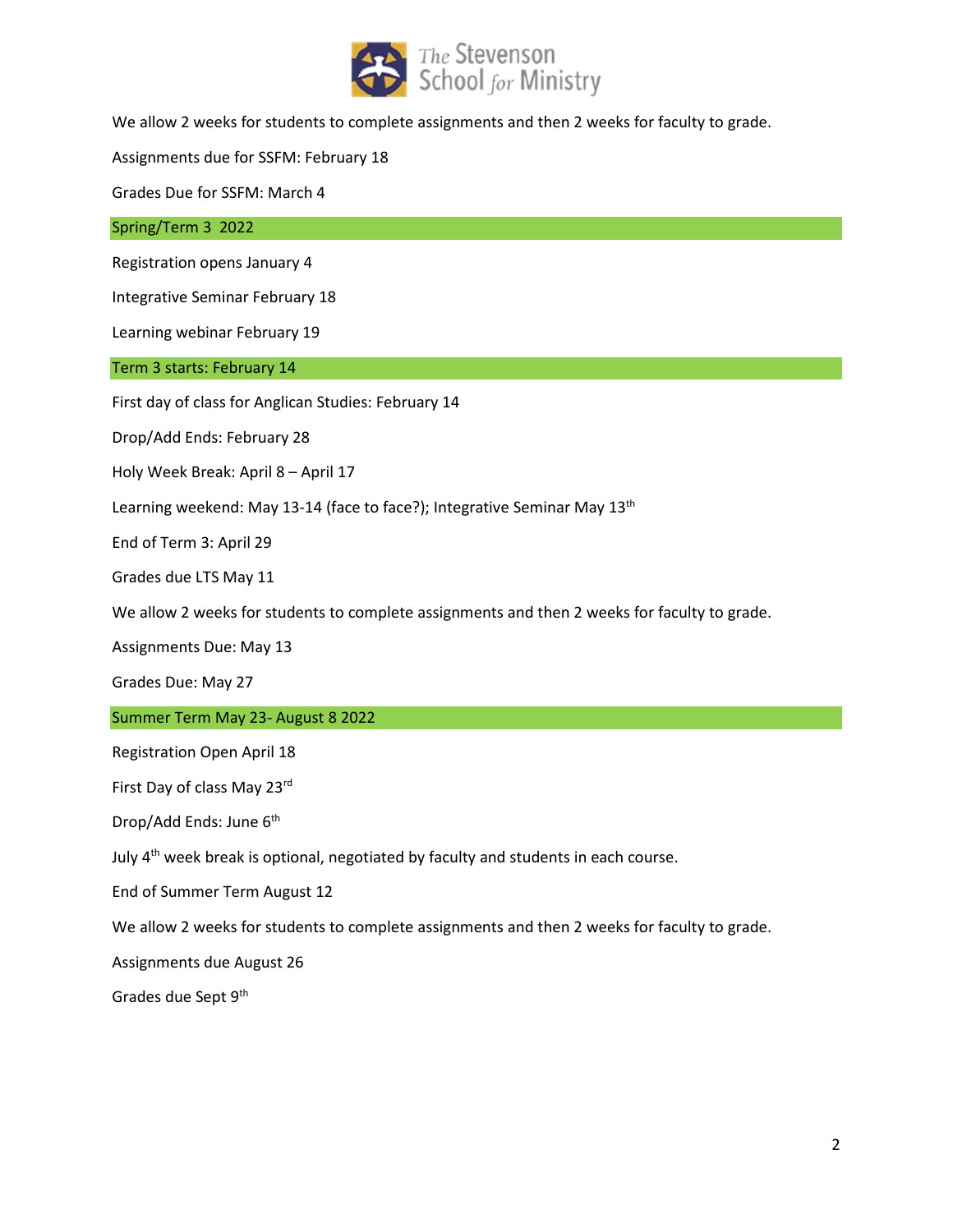We allow 2 weeks for students to complete assignments and then 2 weeks for faculty to grade.

Assignments due for SSFM: February 18

Grades Due for SSFM: March 4

## Spring/Term 3 2022

Registration opens January 4

Integrative Seminar February 18

Learning webinar February 19

## Term 3 starts: February 14

First day of class for Anglican Studies: February 14

Drop/Add Ends: February 28

Holy Week Break: April 8 – April 17

Learning weekend: May 13-14 (face to face?); Integrative Seminar May 13th

End of Term 3: April 29

Grades due LTS May 11

We allow 2 weeks for students to complete assignments and then 2 weeks for faculty to grade.

Assignments Due: May 13

Grades Due: May 27

## Summer Term May 23- August 8 2022

Registration Open April 18

First Day of class May 23rd

Drop/Add Ends: June 6th

July 4th week break is optional, negotiated by faculty and students in each course.

End of Summer Term August 12

We allow 2 weeks for students to complete assignments and then 2 weeks for faculty to grade.

Assignments due August 26

Grades due Sept 9th